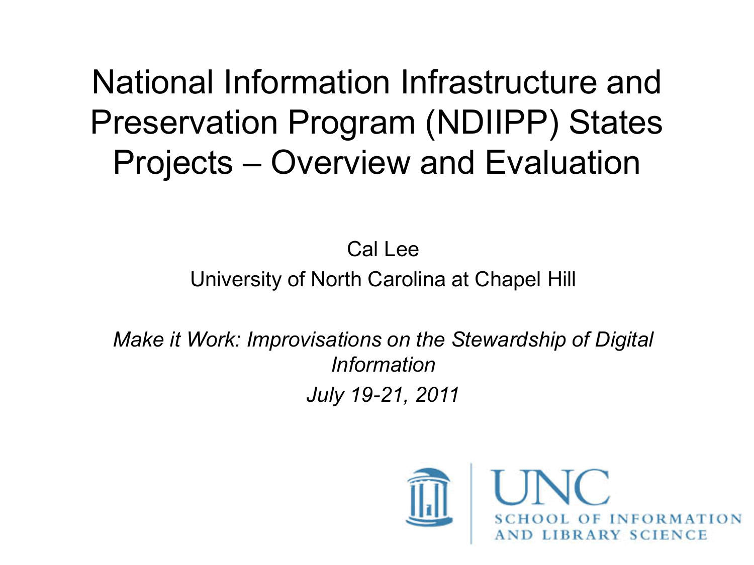# National Information Infrastructure and Preservation Program (NDIIPP) States Projects – Overview and Evaluation

Cal Lee

University of North Carolina at Chapel Hill

*Make it Work: Improvisations on the Stewardship of Digital Information*

*July 19-21, 2011*

UNC

SCHOOL OF INFORMATION AND LIBRARY SCIENCE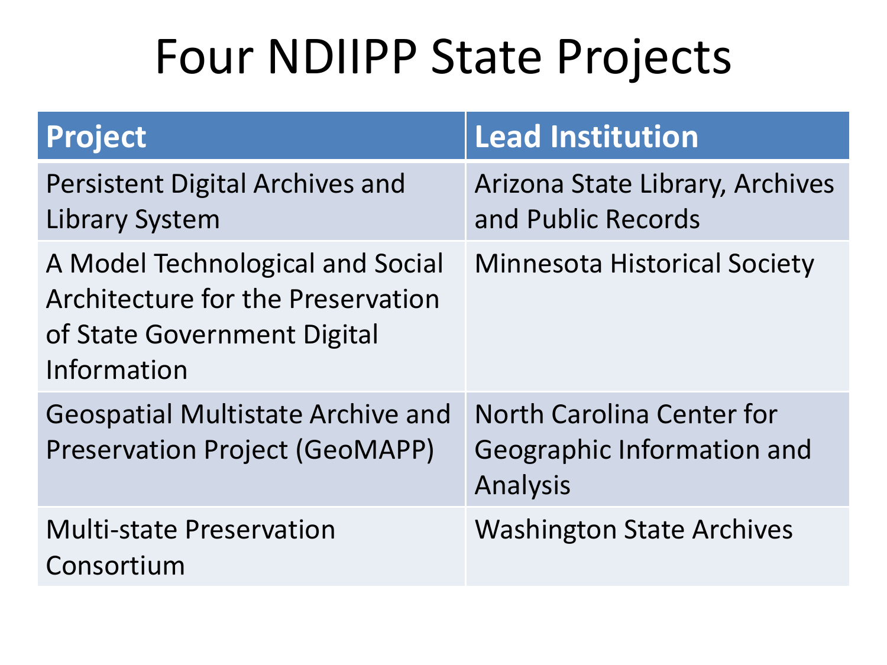# Four NDIIPP State Projects

| Project | Lead Institution |
| --- | --- |
| Persistent Digital Archives and Library System | Arizona State Library, Archives and Public Records |
| A Model Technological and Social Architecture for the Preservation of State Government Digital Information | Minnesota Historical Society |
| Geospatial Multistate Archive and Preservation Project (GeoMAPP) | North Carolina Center for Geographic Information and Analysis |
| Multi-state Preservation Consortium | Washington State Archives |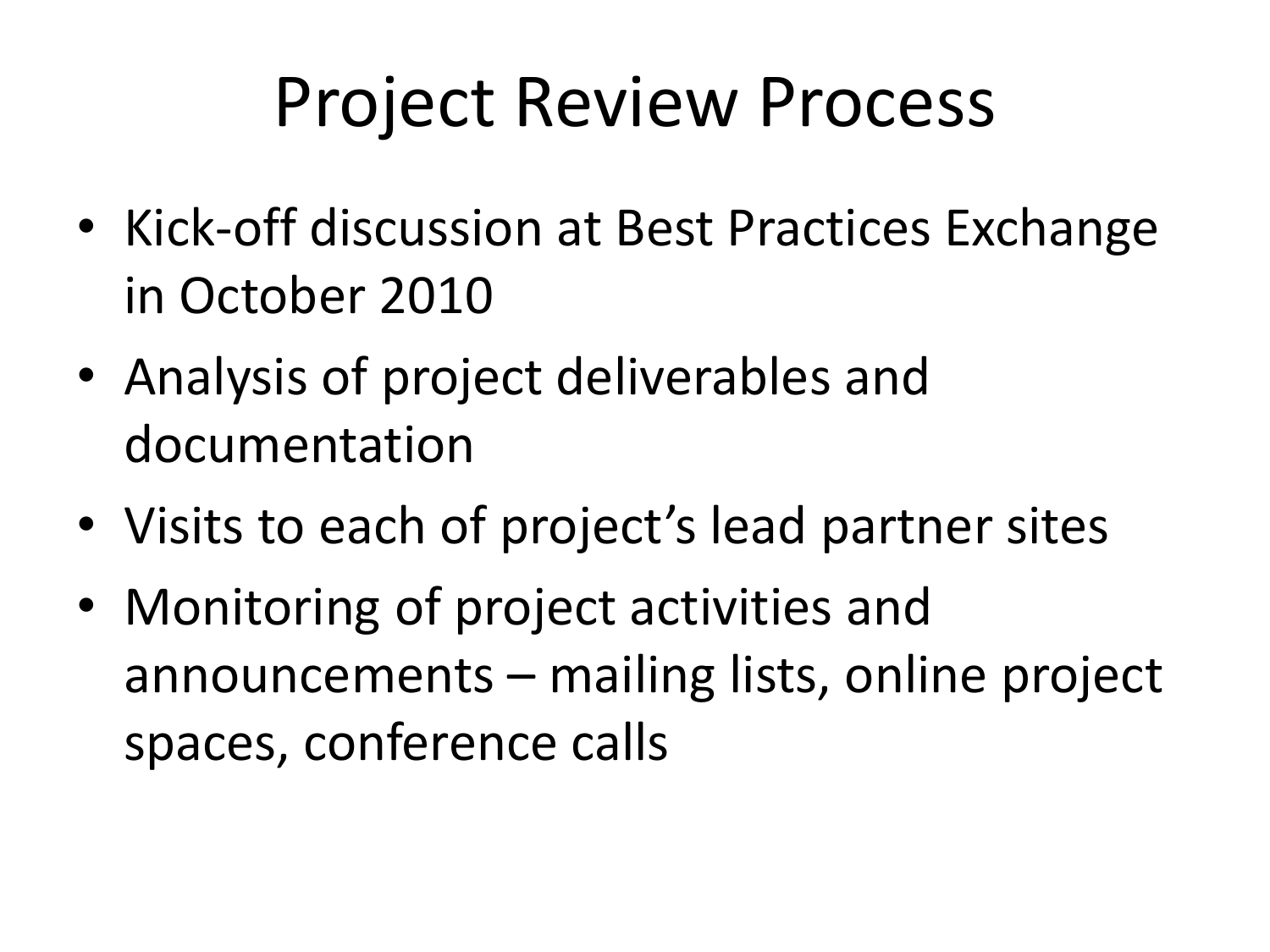# Project Review Process

- Kick-off discussion at Best Practices Exchange in October 2010
- Analysis of project deliverables and documentation
- Visits to each of project's lead partner sites
- Monitoring of project activities and announcements – mailing lists, online project spaces, conference calls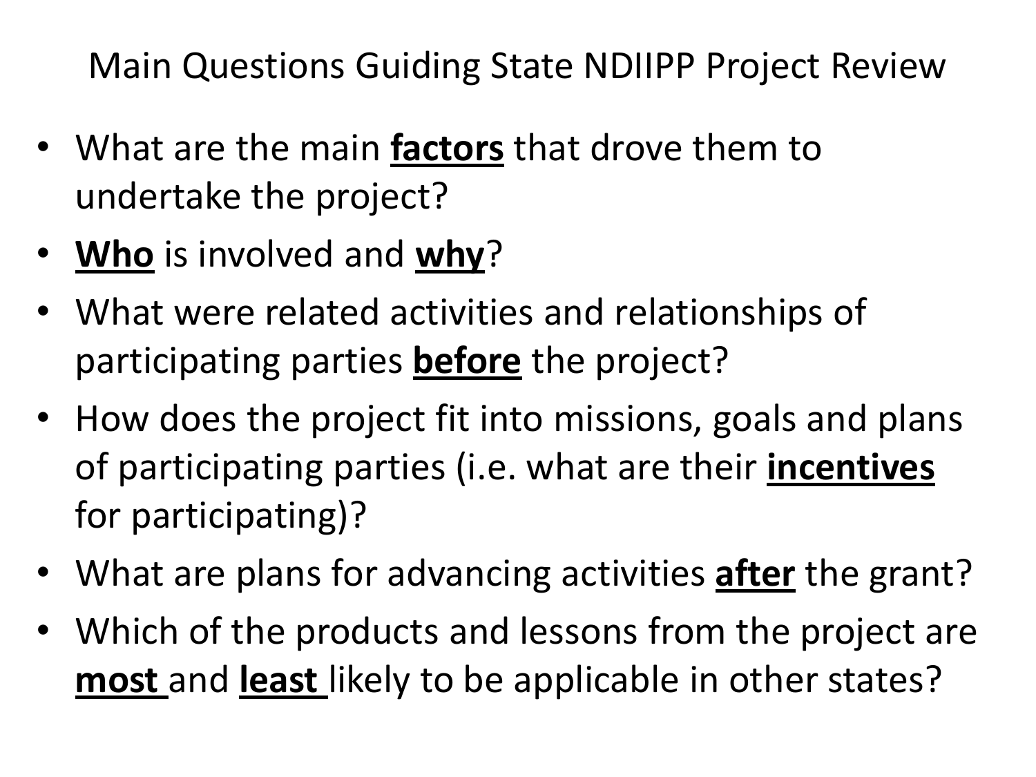# Main Questions Guiding State NDIIPP Project Review

- What are the main **factors** that drove them to undertake the project?
- **Who** is involved and **why**?
- What were related activities and relationships of participating parties **before** the project?
- How does the project fit into missions, goals and plans of participating parties (i.e. what are their **incentives** for participating)?
- What are plans for advancing activities **after** the grant?
- Which of the products and lessons from the project are **most** and **least** likely to be applicable in other states?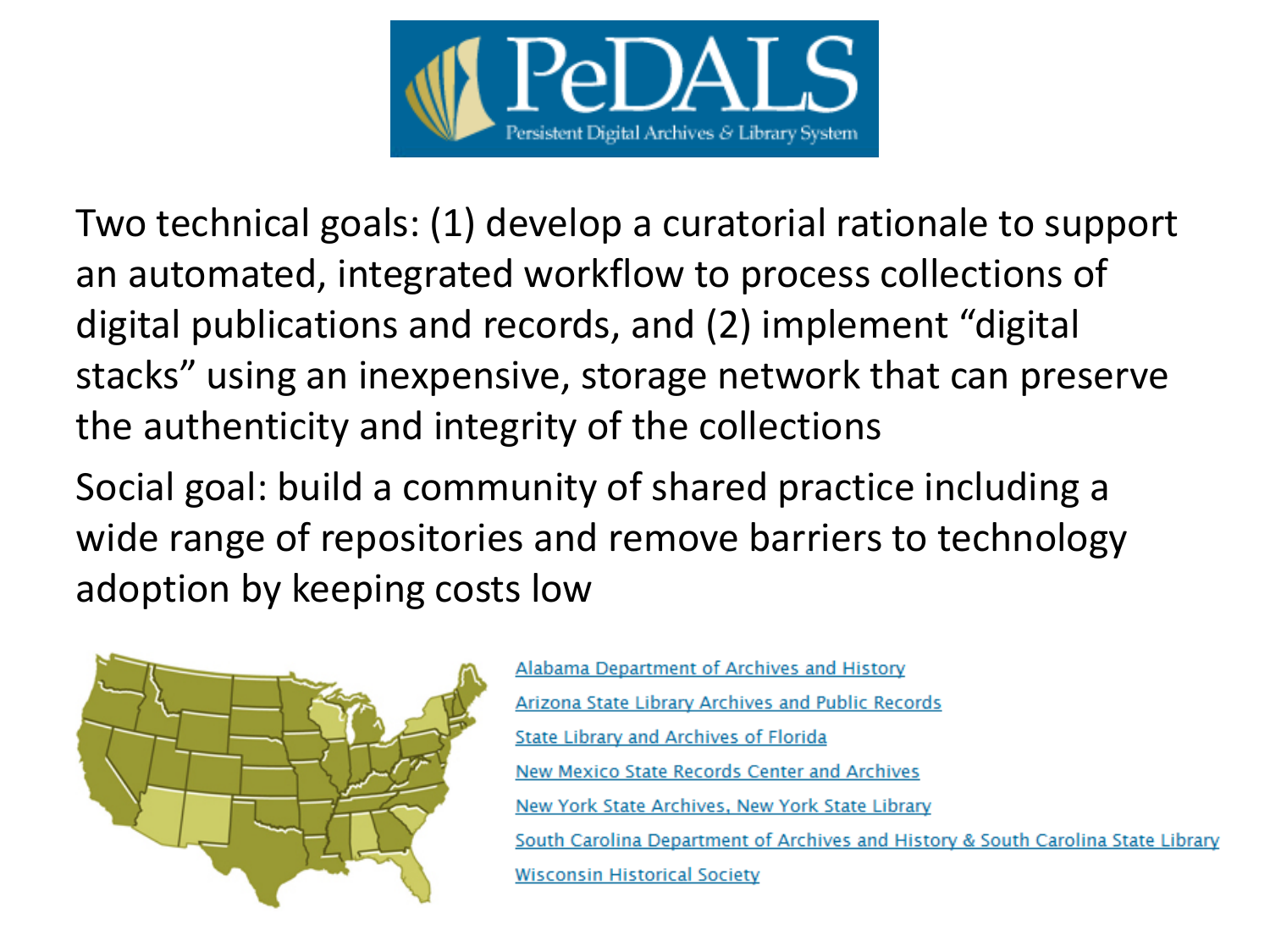# PeDALS

Persistent Digital Archives & Library System

Two technical goals: (1) develop a curatorial rationale to support an automated, integrated workflow to process collections of digital publications and records, and (2) implement "digital stacks" using an inexpensive, storage network that can preserve the authenticity and integrity of the collections

Social goal: build a community of shared practice including a wide range of repositories and remove barriers to technology adoption by keeping costs low

- Alabama Department of Archives and History
- Arizona State Library Archives and Public Records
- State Library and Archives of Florida
- New Mexico State Records Center and Archives
- New York State Archives, New York State Library
- South Carolina Department of Archives and History & South Carolina State Library
- Wisconsin Historical Society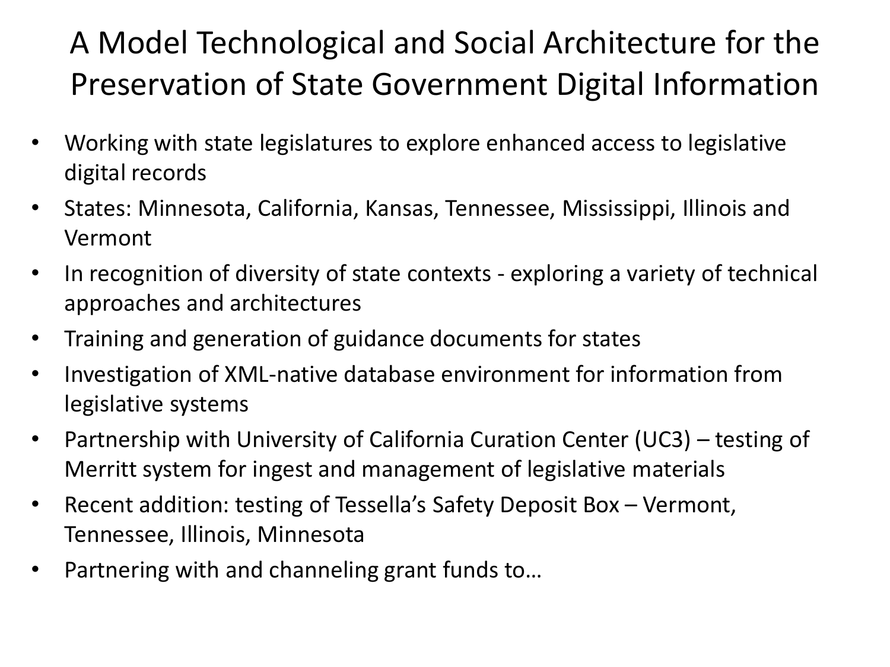# A Model Technological and Social Architecture for the Preservation of State Government Digital Information

- Working with state legislatures to explore enhanced access to legislative digital records
- States: Minnesota, California, Kansas, Tennessee, Mississippi, Illinois and Vermont
- In recognition of diversity of state contexts - exploring a variety of technical approaches and architectures
- Training and generation of guidance documents for states
- Investigation of XML-native database environment for information from legislative systems
- Partnership with University of California Curation Center (UC3) – testing of Merritt system for ingest and management of legislative materials
- Recent addition: testing of Tessella's Safety Deposit Box – Vermont, Tennessee, Illinois, Minnesota
- Partnering with and channeling grant funds to…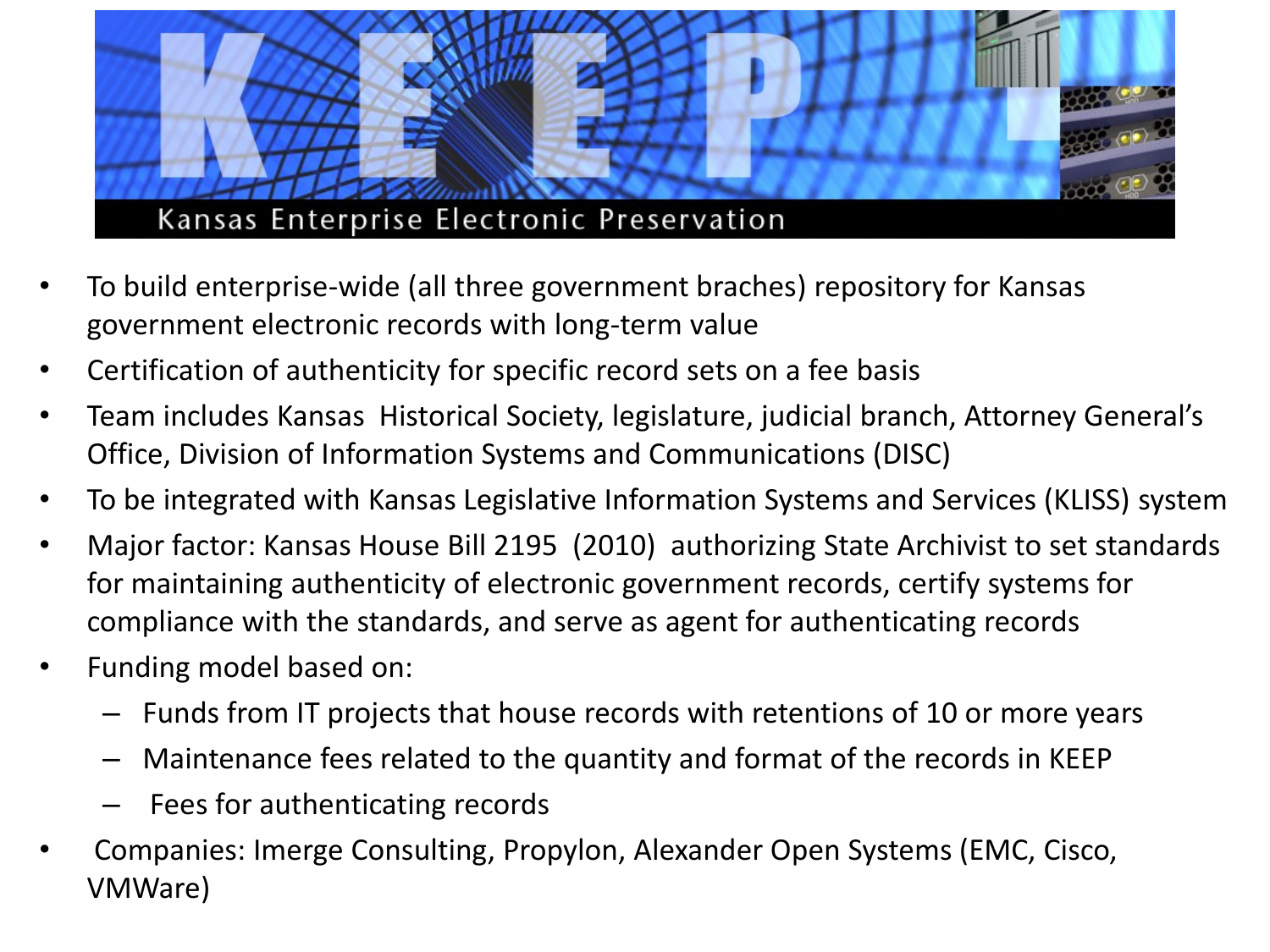# KEEP

Kansas Enterprise Electronic Preservation

- To build enterprise-wide (all three government braches) repository for Kansas government electronic records with long-term value
- Certification of authenticity for specific record sets on a fee basis
- Team includes Kansas Historical Society, legislature, judicial branch, Attorney General's Office, Division of Information Systems and Communications (DISC)
- To be integrated with Kansas Legislative Information Systems and Services (KLISS) system
- Major factor: Kansas House Bill 2195 (2010) authorizing State Archivist to set standards for maintaining authenticity of electronic government records, certify systems for compliance with the standards, and serve as agent for authenticating records
- Funding model based on:
  - Funds from IT projects that house records with retentions of 10 or more years
  - Maintenance fees related to the quantity and format of the records in KEEP
  - Fees for authenticating records
- Companies: Imerge Consulting, Propylon, Alexander Open Systems (EMC, Cisco, VMWare)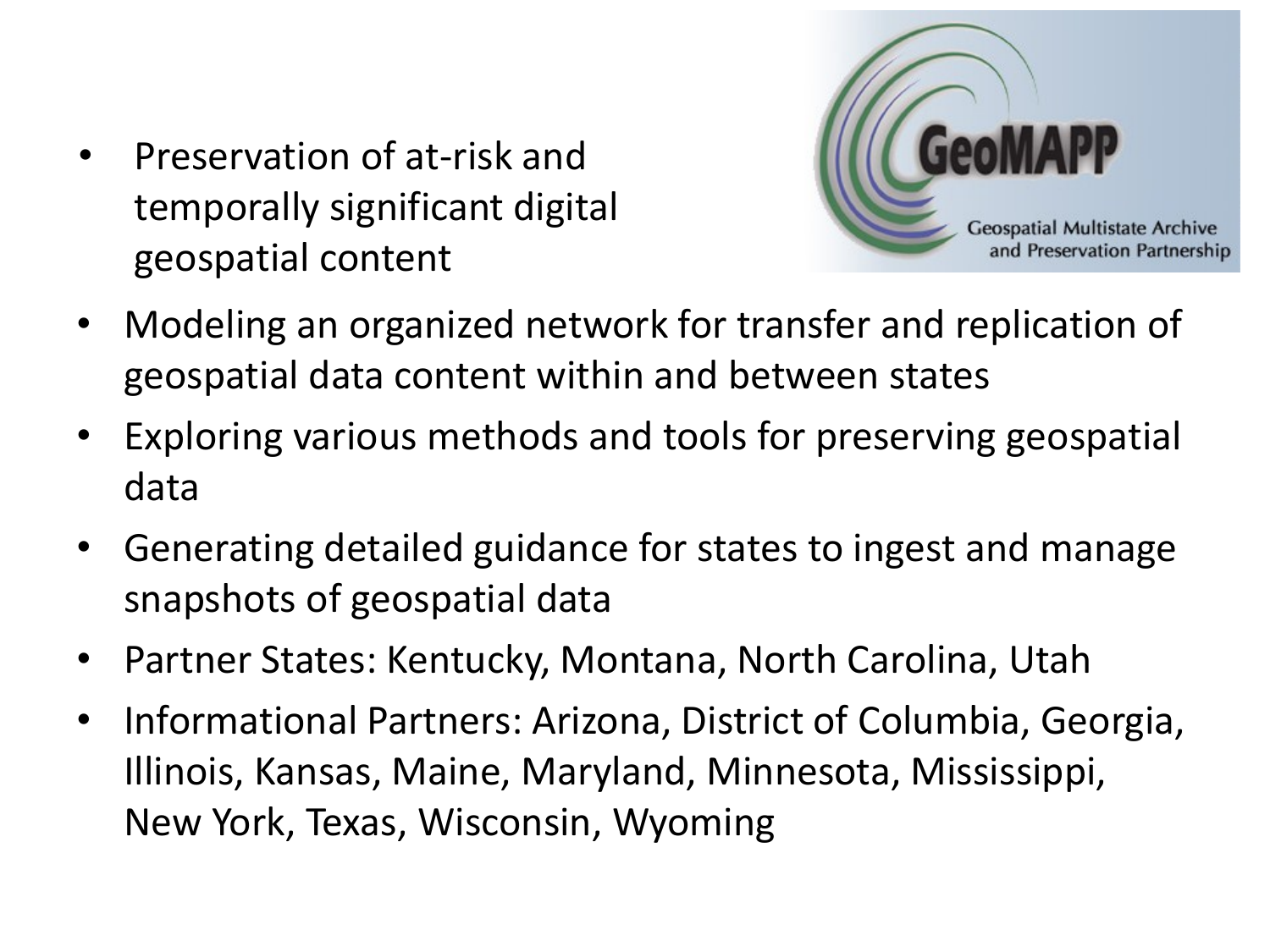- Preservation of at-risk and temporally significant digital geospatial content

GeoMAPP

Geospatial Multistate Archive and Preservation Partnership

- Modeling an organized network for transfer and replication of geospatial data content within and between states
- Exploring various methods and tools for preserving geospatial data
- Generating detailed guidance for states to ingest and manage snapshots of geospatial data
- Partner States: Kentucky, Montana, North Carolina, Utah
- Informational Partners: Arizona, District of Columbia, Georgia, Illinois, Kansas, Maine, Maryland, Minnesota, Mississippi, New York, Texas, Wisconsin, Wyoming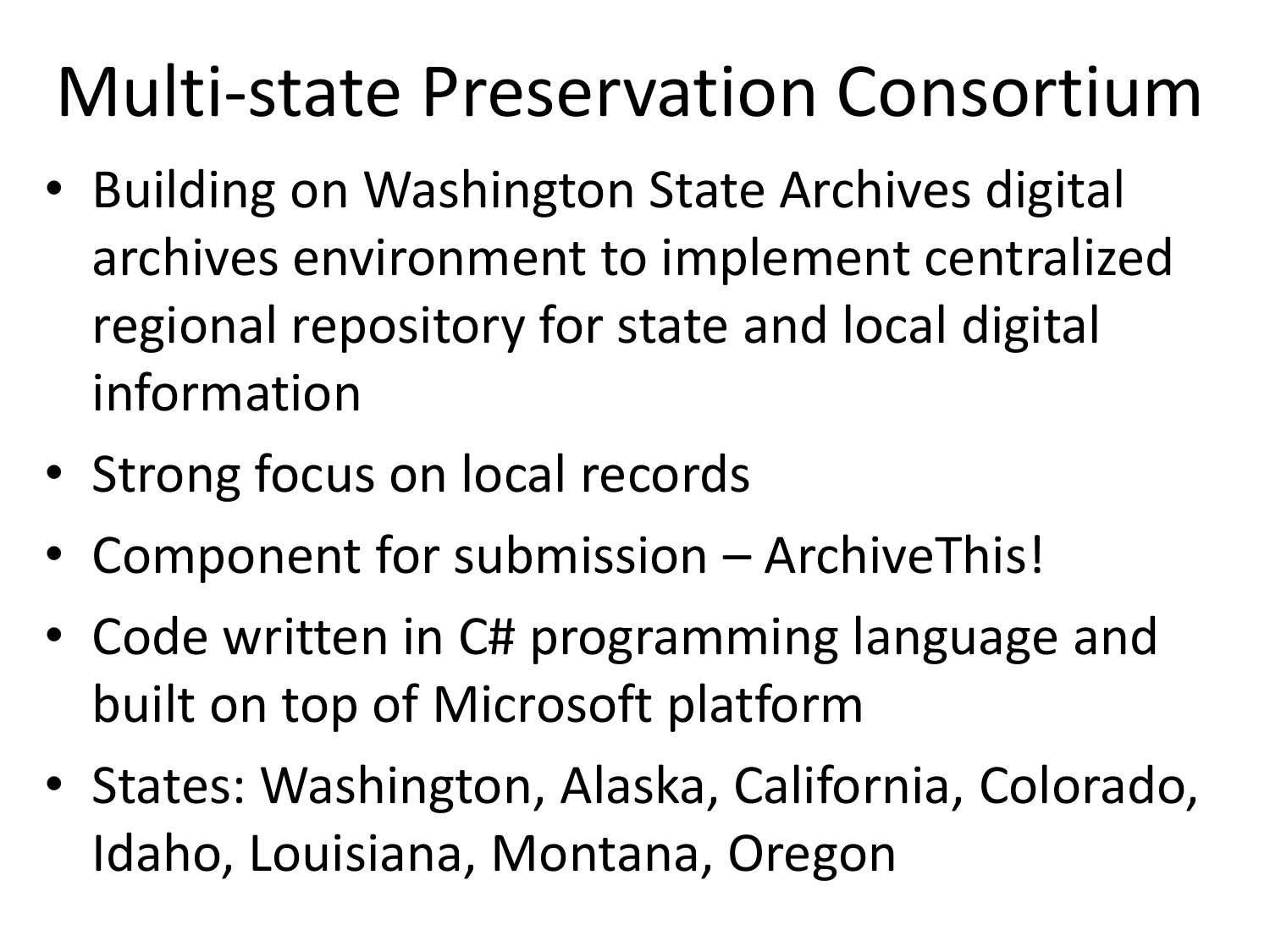# Multi-state Preservation Consortium

- Building on Washington State Archives digital archives environment to implement centralized regional repository for state and local digital information
- Strong focus on local records
- Component for submission – ArchiveThis!
- Code written in C# programming language and built on top of Microsoft platform
- States: Washington, Alaska, California, Colorado, Idaho, Louisiana, Montana, Oregon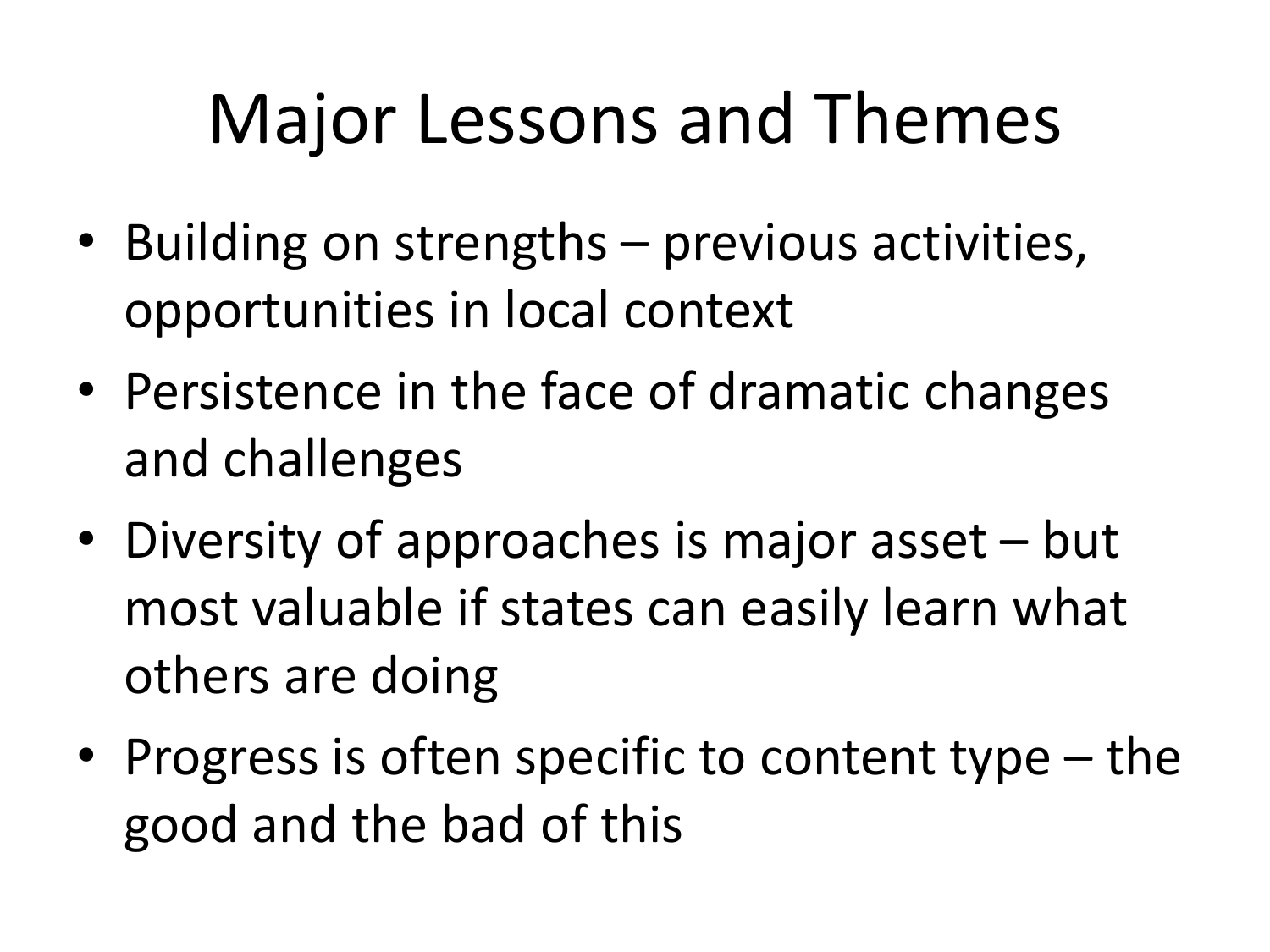# Major Lessons and Themes

- Building on strengths – previous activities, opportunities in local context
- Persistence in the face of dramatic changes and challenges
- Diversity of approaches is major asset – but most valuable if states can easily learn what others are doing
- Progress is often specific to content type – the good and the bad of this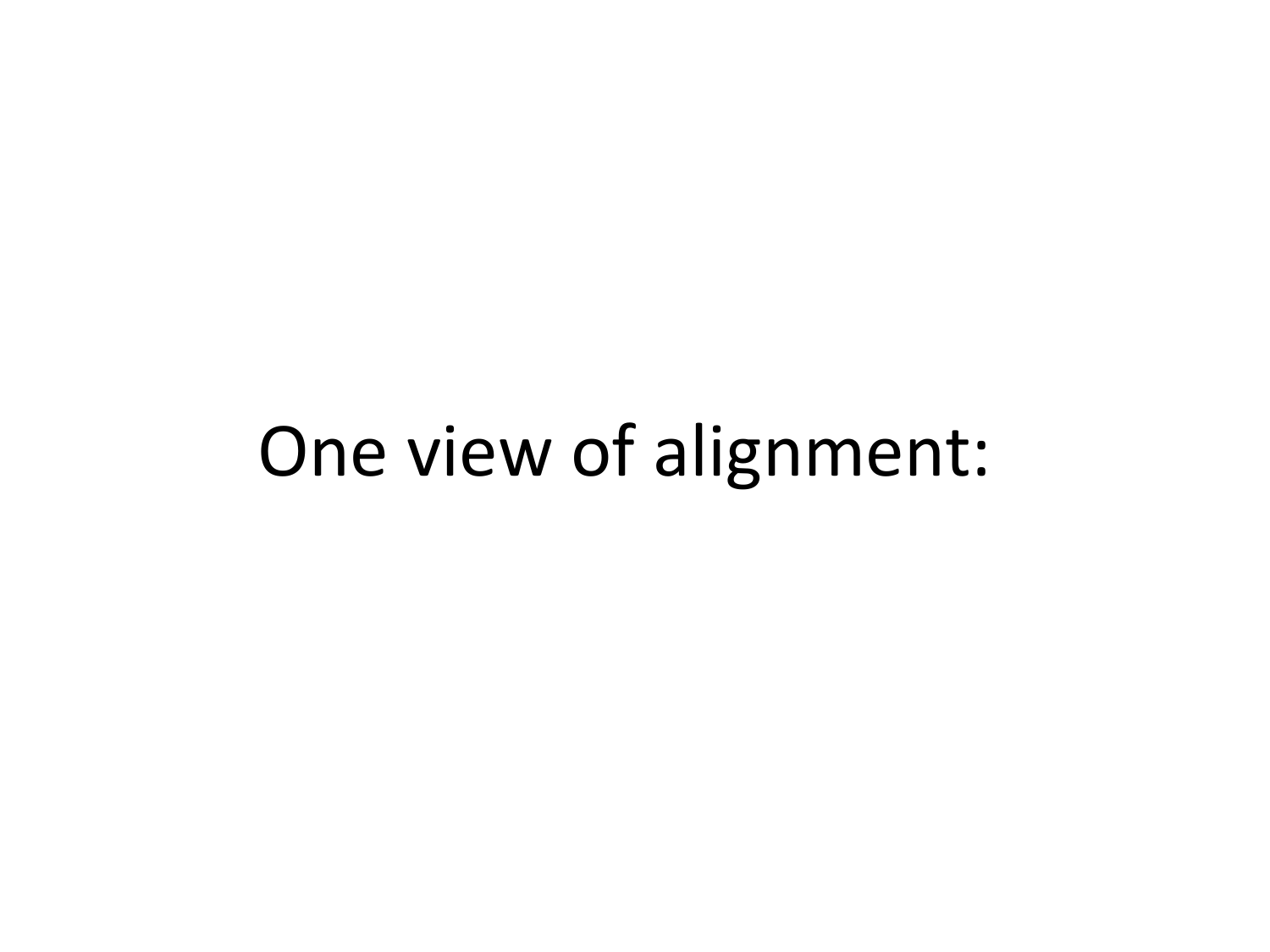# One view of alignment: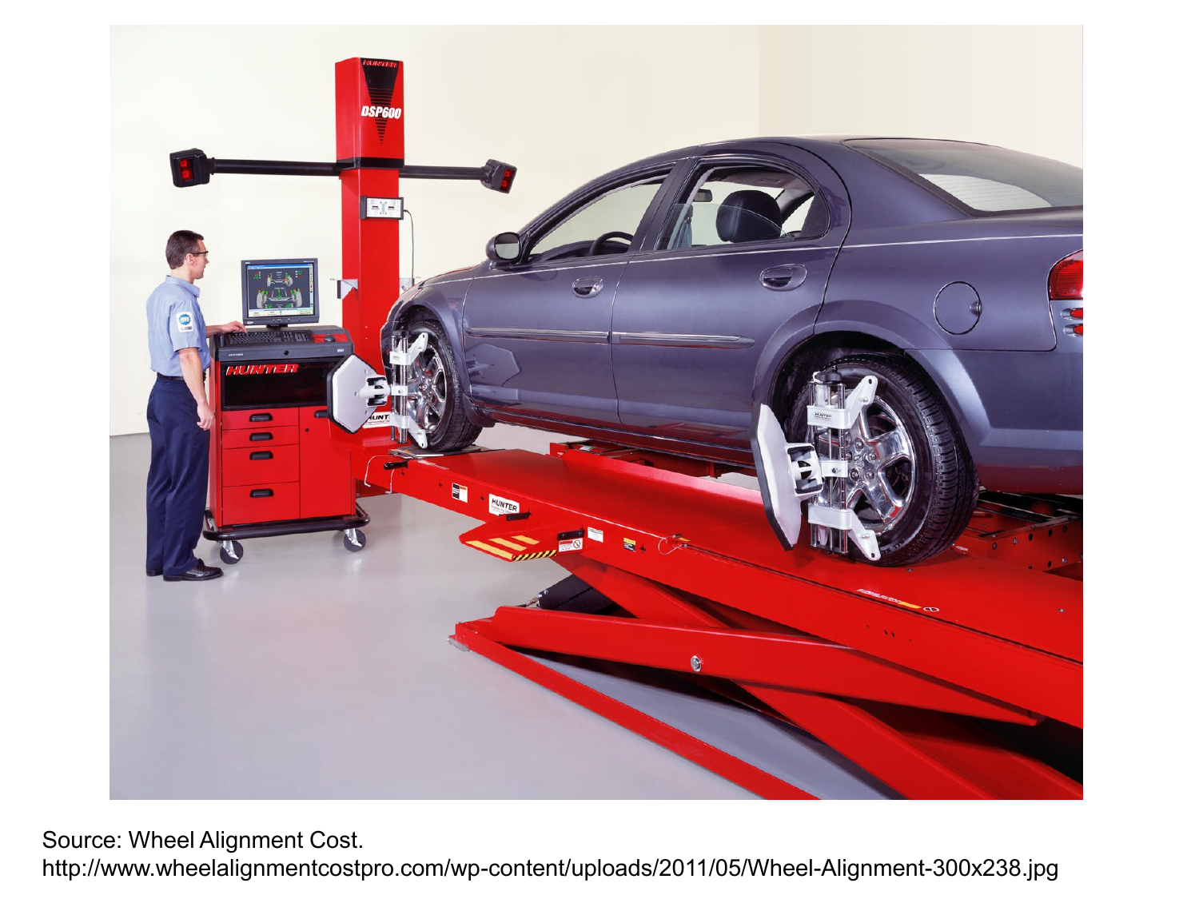Source: Wheel Alignment Cost.
http://www.wheelalignmentcostpro.com/wp-content/uploads/2011/05/Wheel-Alignment-300x238.jpg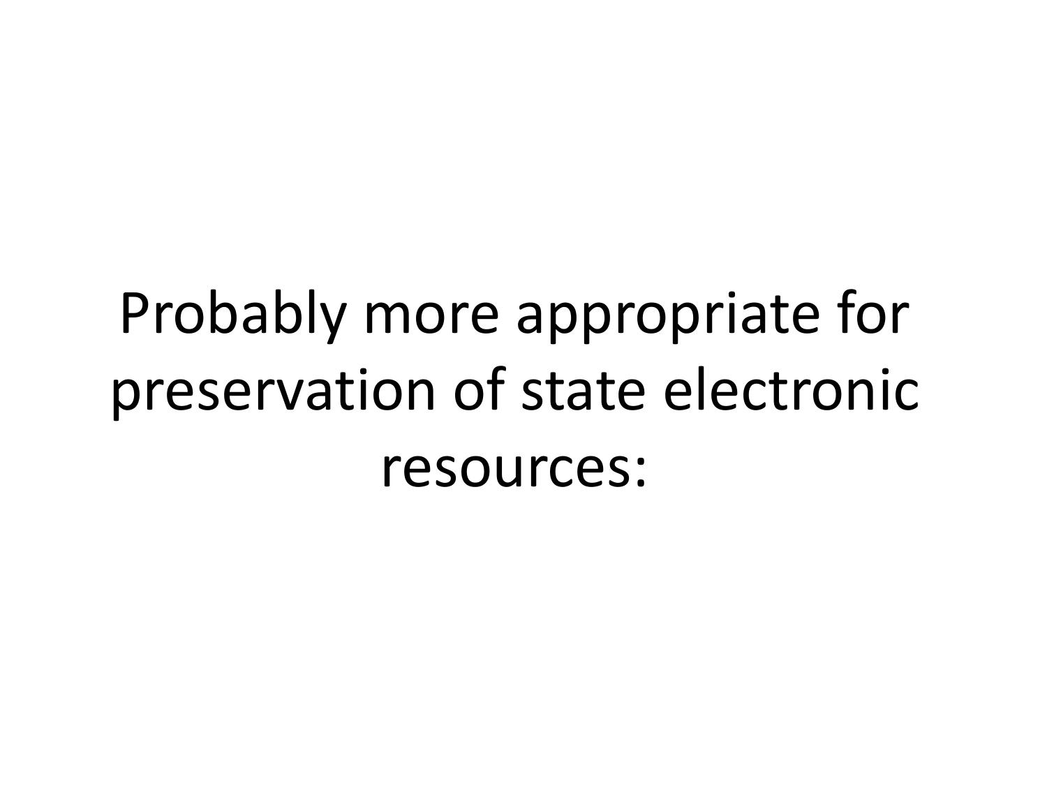Probably more appropriate for preservation of state electronic resources: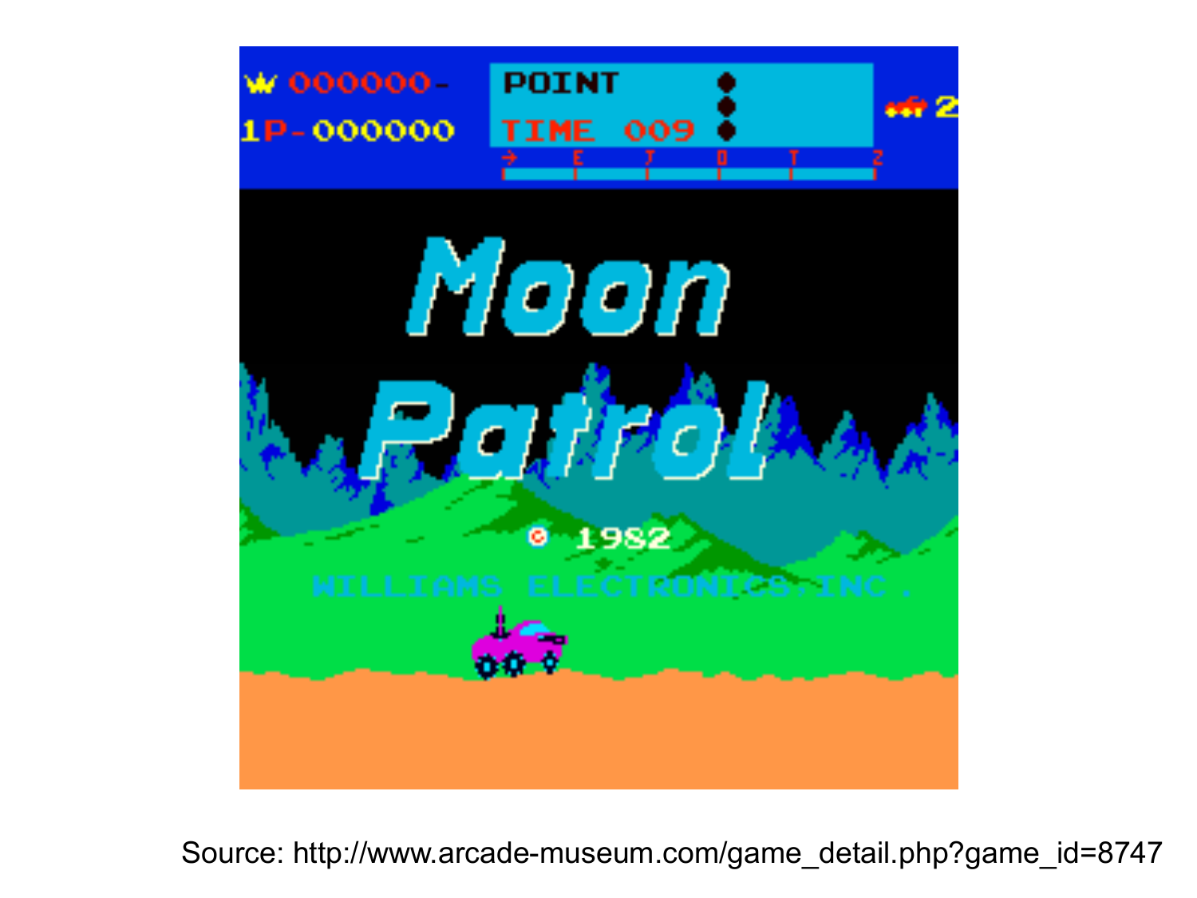Source: http://www.arcade-museum.com/game_detail.php?game_id=8747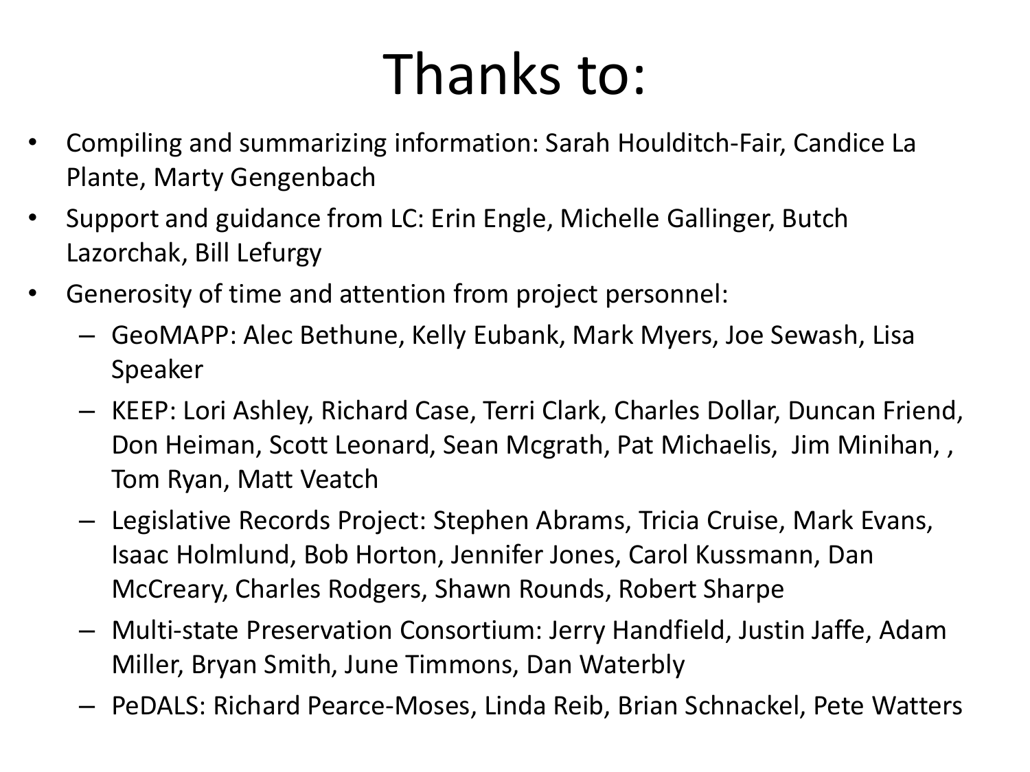# Thanks to:

- Compiling and summarizing information: Sarah Houlditch-Fair, Candice La Plante, Marty Gengenbach
- Support and guidance from LC: Erin Engle, Michelle Gallinger, Butch Lazorchak, Bill Lefurgy
- Generosity of time and attention from project personnel:
  - GeoMAPP: Alec Bethune, Kelly Eubank, Mark Myers, Joe Sewash, Lisa Speaker
  - KEEP: Lori Ashley, Richard Case, Terri Clark, Charles Dollar, Duncan Friend, Don Heiman, Scott Leonard, Sean Mcgrath, Pat Michaelis, Jim Minihan, , Tom Ryan, Matt Veatch
  - Legislative Records Project: Stephen Abrams, Tricia Cruise, Mark Evans, Isaac Holmlund, Bob Horton, Jennifer Jones, Carol Kussmann, Dan McCreary, Charles Rodgers, Shawn Rounds, Robert Sharpe
  - Multi-state Preservation Consortium: Jerry Handfield, Justin Jaffe, Adam Miller, Bryan Smith, June Timmons, Dan Waterbly
  - PeDALS: Richard Pearce-Moses, Linda Reib, Brian Schnackel, Pete Watters